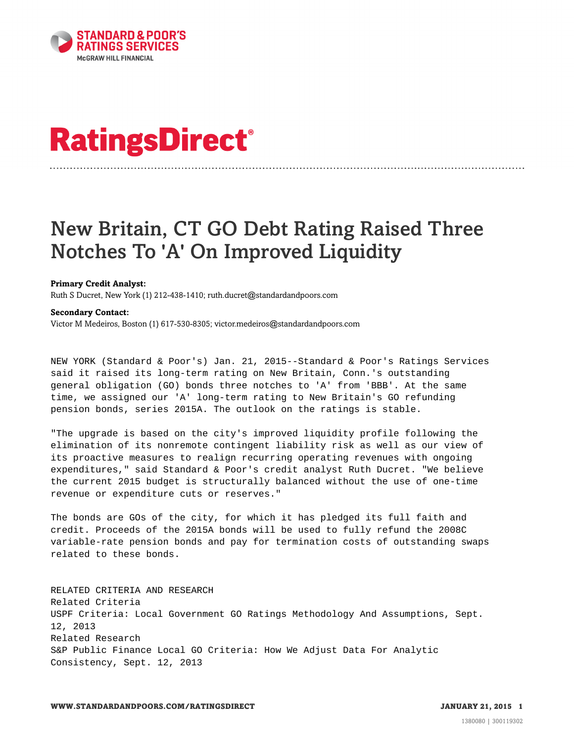# New Britain, CT GO Debt Rating Raised Three Notches To 'A' On Improved Liquidity

**Primary Credit Analyst:**
Ruth S Ducret, New York (1) 212-438-1410; ruth.ducret@standardandpoors.com

**Secondary Contact:**
Victor M Medeiros, Boston (1) 617-530-8305; victor.medeiros@standardandpoors.com

NEW YORK (Standard & Poor's) Jan. 21, 2015--Standard & Poor's Ratings Services said it raised its long-term rating on New Britain, Conn.'s outstanding general obligation (GO) bonds three notches to 'A' from 'BBB'. At the same time, we assigned our 'A' long-term rating to New Britain's GO refunding pension bonds, series 2015A. The outlook on the ratings is stable.

"The upgrade is based on the city's improved liquidity profile following the elimination of its nonremote contingent liability risk as well as our view of its proactive measures to realign recurring operating revenues with ongoing expenditures," said Standard & Poor's credit analyst Ruth Ducret. "We believe the current 2015 budget is structurally balanced without the use of one-time revenue or expenditure cuts or reserves."

The bonds are GOs of the city, for which it has pledged its full faith and credit. Proceeds of the 2015A bonds will be used to fully refund the 2008C variable-rate pension bonds and pay for termination costs of outstanding swaps related to these bonds.

RELATED CRITERIA AND RESEARCH
Related Criteria
USPF Criteria: Local Government GO Ratings Methodology And Assumptions, Sept. 12, 2013
Related Research
S&P Public Finance Local GO Criteria: How We Adjust Data For Analytic Consistency, Sept. 12, 2013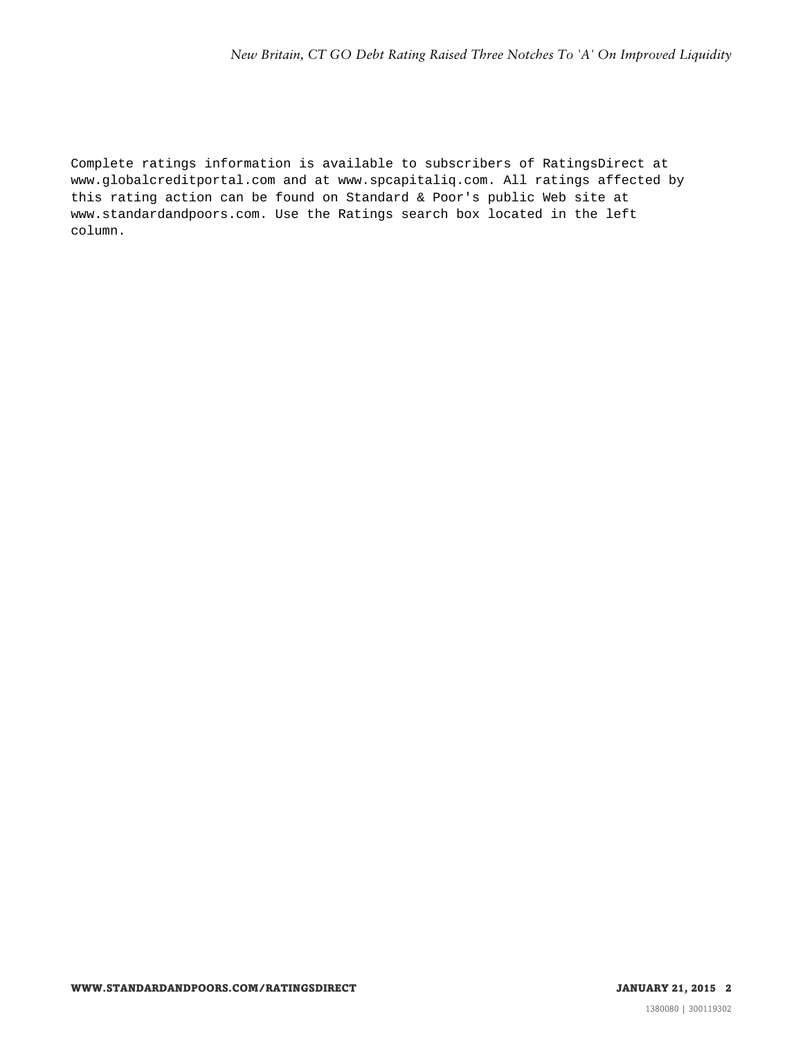Complete ratings information is available to subscribers of RatingsDirect at www.globalcreditportal.com and at www.spcapitaliq.com. All ratings affected by this rating action can be found on Standard & Poor's public Web site at www.standardandpoors.com. Use the Ratings search box located in the left column.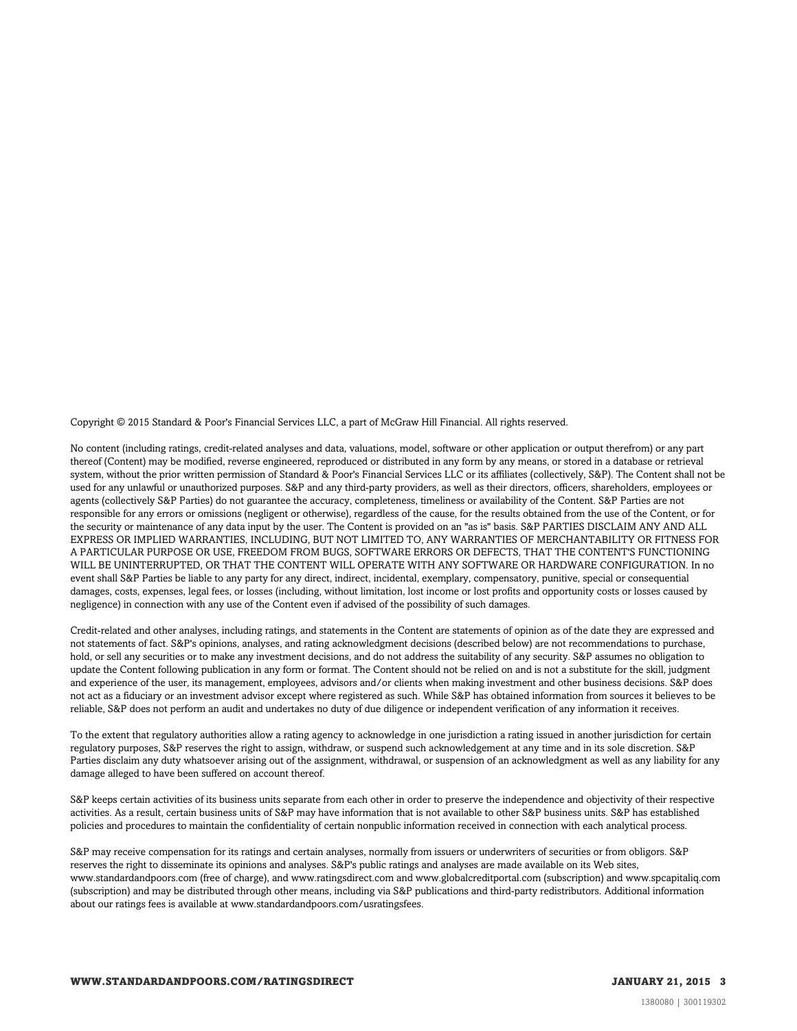Copyright © 2015 Standard & Poor's Financial Services LLC, a part of McGraw Hill Financial. All rights reserved.

No content (including ratings, credit-related analyses and data, valuations, model, software or other application or output therefrom) or any part thereof (Content) may be modified, reverse engineered, reproduced or distributed in any form by any means, or stored in a database or retrieval system, without the prior written permission of Standard & Poor's Financial Services LLC or its affiliates (collectively, S&P). The Content shall not be used for any unlawful or unauthorized purposes. S&P and any third-party providers, as well as their directors, officers, shareholders, employees or agents (collectively S&P Parties) do not guarantee the accuracy, completeness, timeliness or availability of the Content. S&P Parties are not responsible for any errors or omissions (negligent or otherwise), regardless of the cause, for the results obtained from the use of the Content, or for the security or maintenance of any data input by the user. The Content is provided on an "as is" basis. S&P PARTIES DISCLAIM ANY AND ALL EXPRESS OR IMPLIED WARRANTIES, INCLUDING, BUT NOT LIMITED TO, ANY WARRANTIES OF MERCHANTABILITY OR FITNESS FOR A PARTICULAR PURPOSE OR USE, FREEDOM FROM BUGS, SOFTWARE ERRORS OR DEFECTS, THAT THE CONTENT'S FUNCTIONING WILL BE UNINTERRUPTED, OR THAT THE CONTENT WILL OPERATE WITH ANY SOFTWARE OR HARDWARE CONFIGURATION. In no event shall S&P Parties be liable to any party for any direct, indirect, incidental, exemplary, compensatory, punitive, special or consequential damages, costs, expenses, legal fees, or losses (including, without limitation, lost income or lost profits and opportunity costs or losses caused by negligence) in connection with any use of the Content even if advised of the possibility of such damages.

Credit-related and other analyses, including ratings, and statements in the Content are statements of opinion as of the date they are expressed and not statements of fact. S&P's opinions, analyses, and rating acknowledgment decisions (described below) are not recommendations to purchase, hold, or sell any securities or to make any investment decisions, and do not address the suitability of any security. S&P assumes no obligation to update the Content following publication in any form or format. The Content should not be relied on and is not a substitute for the skill, judgment and experience of the user, its management, employees, advisors and/or clients when making investment and other business decisions. S&P does not act as a fiduciary or an investment advisor except where registered as such. While S&P has obtained information from sources it believes to be reliable, S&P does not perform an audit and undertakes no duty of due diligence or independent verification of any information it receives.

To the extent that regulatory authorities allow a rating agency to acknowledge in one jurisdiction a rating issued in another jurisdiction for certain regulatory purposes, S&P reserves the right to assign, withdraw, or suspend such acknowledgement at any time and in its sole discretion. S&P Parties disclaim any duty whatsoever arising out of the assignment, withdrawal, or suspension of an acknowledgment as well as any liability for any damage alleged to have been suffered on account thereof.

S&P keeps certain activities of its business units separate from each other in order to preserve the independence and objectivity of their respective activities. As a result, certain business units of S&P may have information that is not available to other S&P business units. S&P has established policies and procedures to maintain the confidentiality of certain nonpublic information received in connection with each analytical process.

S&P may receive compensation for its ratings and certain analyses, normally from issuers or underwriters of securities or from obligors. S&P reserves the right to disseminate its opinions and analyses. S&P's public ratings and analyses are made available on its Web sites, www.standardandpoors.com (free of charge), and www.ratingsdirect.com and www.globalcreditportal.com (subscription) and www.spcapitaliq.com (subscription) and may be distributed through other means, including via S&P publications and third-party redistributors. Additional information about our ratings fees is available at www.standardandpoors.com/usratingsfees.